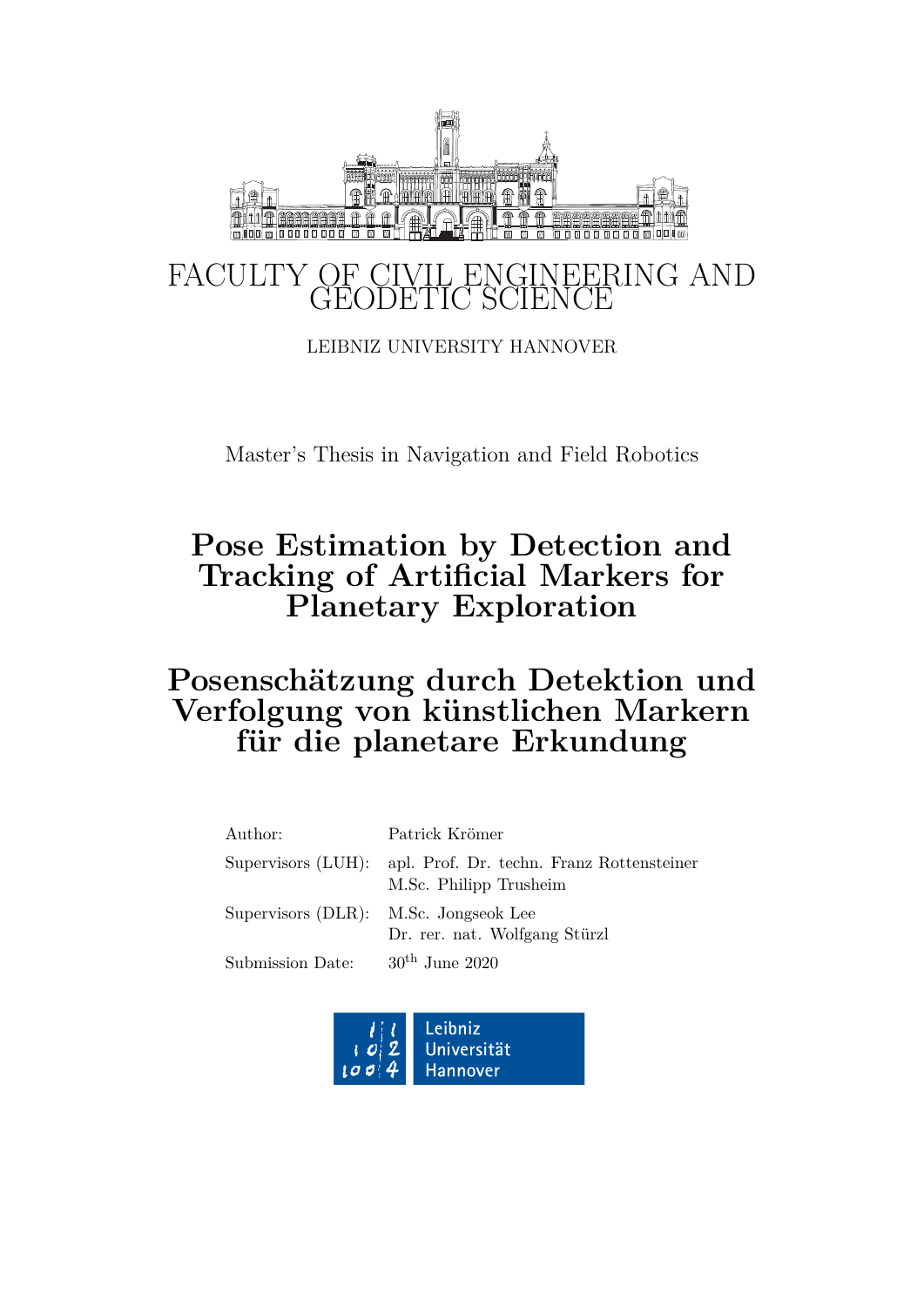FACULTY OF CIVIL ENGINEERING AND GEODETIC SCIENCE

LEIBNIZ UNIVERSITY HANNOVER

Master's Thesis in Navigation and Field Robotics

# Pose Estimation by Detection and Tracking of Artificial Markers for Planetary Exploration

# Posenschätzung durch Detektion und Verfolgung von künstlichen Markern für die planetare Erkundung

| | |
|---|---|
| Author: | Patrick Krömer |
| Supervisors (LUH): | apl. Prof. Dr. techn. Franz Rottensteiner<br>M.Sc. Philipp Trusheim |
| Supervisors (DLR): | M.Sc. Jongseok Lee<br>Dr. rer. nat. Wolfgang Stürzl |
| Submission Date: | 30th June 2020 |

Leibniz Universität Hannover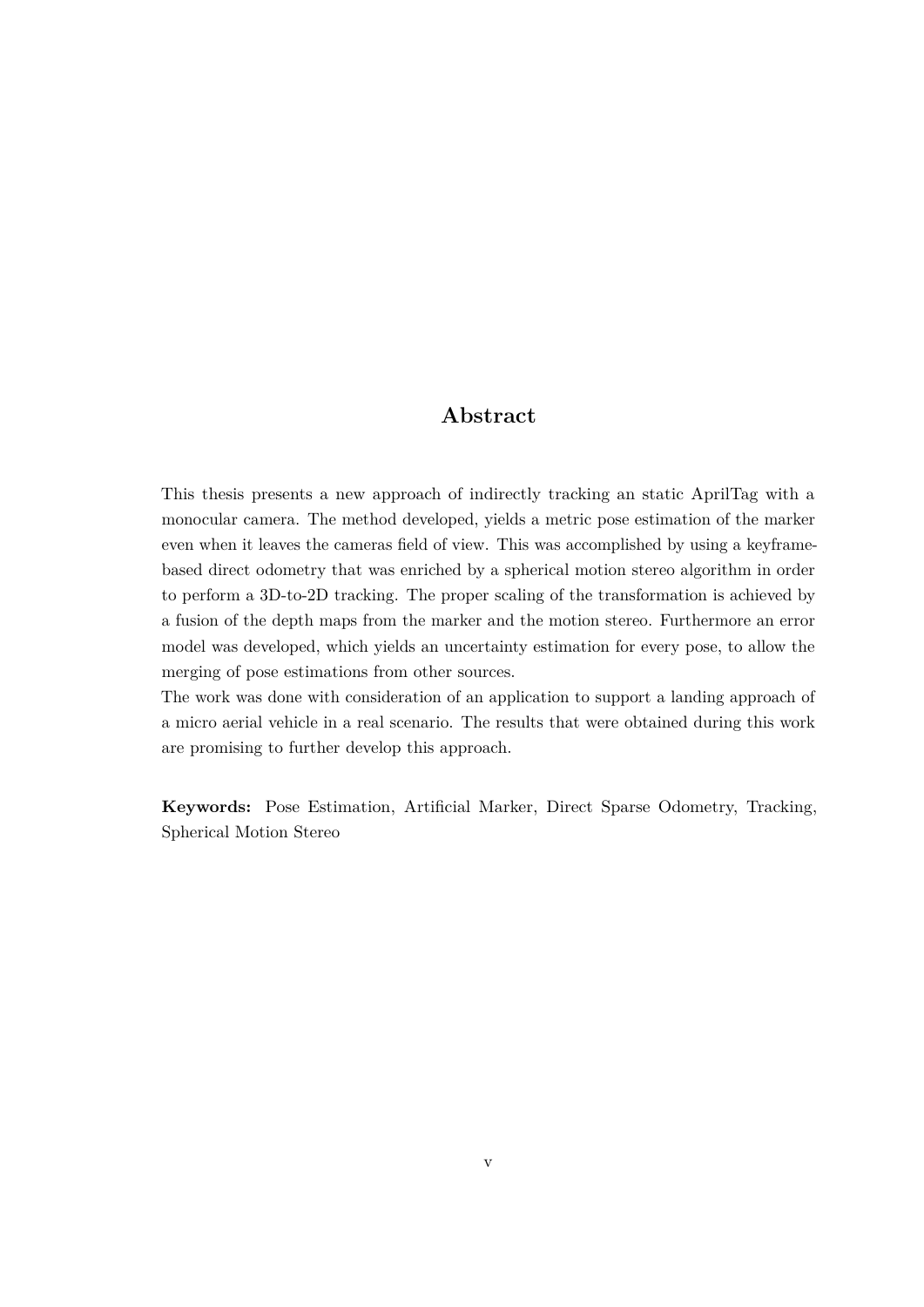## Abstract

This thesis presents a new approach of indirectly tracking an static AprilTag with a monocular camera. The method developed, yields a metric pose estimation of the marker even when it leaves the cameras field of view. This was accomplished by using a keyframe-based direct odometry that was enriched by a spherical motion stereo algorithm in order to perform a 3D-to-2D tracking. The proper scaling of the transformation is achieved by a fusion of the depth maps from the marker and the motion stereo. Furthermore an error model was developed, which yields an uncertainty estimation for every pose, to allow the merging of pose estimations from other sources.
The work was done with consideration of an application to support a landing approach of a micro aerial vehicle in a real scenario. The results that were obtained during this work are promising to further develop this approach.

**Keywords:** Pose Estimation, Artificial Marker, Direct Sparse Odometry, Tracking, Spherical Motion Stereo